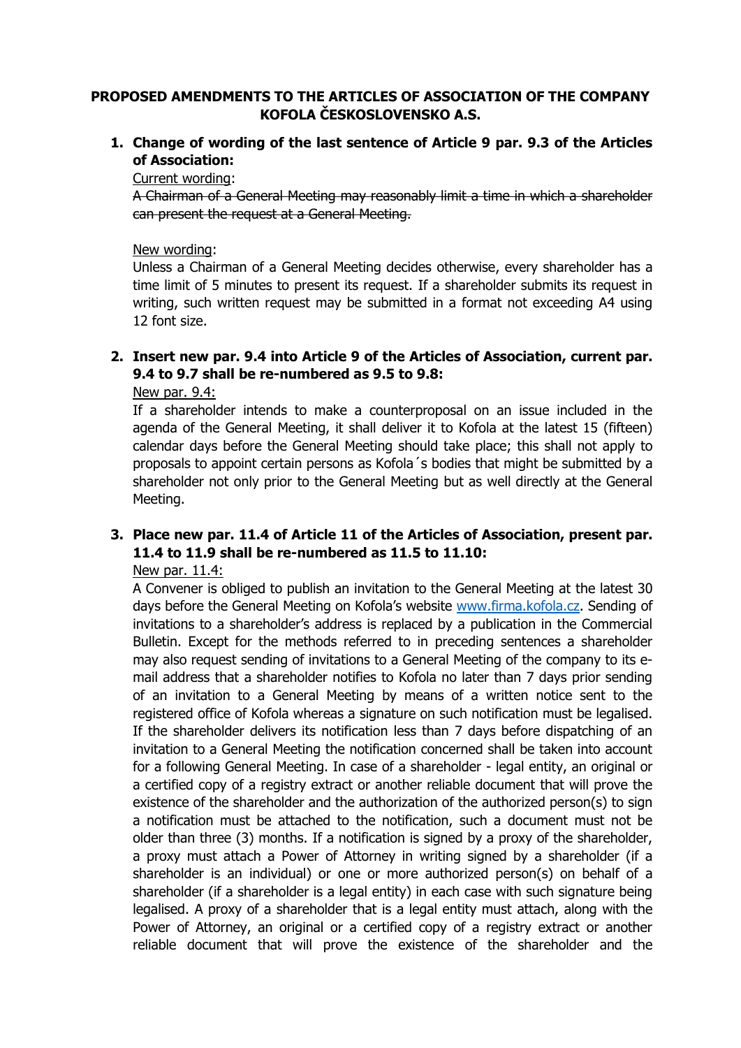# PROPOSED AMENDMENTS TO THE ARTICLES OF ASSOCIATION OF THE COMPANY KOFOLA ČESKOSLOVENSKO A.S.

1. **Change of wording of the last sentence of Article 9 par. 9.3 of the Articles of Association:**

   Current wording:

   ~~A Chairman of a General Meeting may reasonably limit a time in which a shareholder can present the request at a General Meeting.~~

   New wording:

   Unless a Chairman of a General Meeting decides otherwise, every shareholder has a time limit of 5 minutes to present its request. If a shareholder submits its request in writing, such written request may be submitted in a format not exceeding A4 using 12 font size.

2. **Insert new par. 9.4 into Article 9 of the Articles of Association, current par. 9.4 to 9.7 shall be re-numbered as 9.5 to 9.8:**

   New par. 9.4:

   If a shareholder intends to make a counterproposal on an issue included in the agenda of the General Meeting, it shall deliver it to Kofola at the latest 15 (fifteen) calendar days before the General Meeting should take place; this shall not apply to proposals to appoint certain persons as Kofola´s bodies that might be submitted by a shareholder not only prior to the General Meeting but as well directly at the General Meeting.

3. **Place new par. 11.4 of Article 11 of the Articles of Association, present par. 11.4 to 11.9 shall be re-numbered as 11.5 to 11.10:**

   New par. 11.4:

   A Convener is obliged to publish an invitation to the General Meeting at the latest 30 days before the General Meeting on Kofola's website www.firma.kofola.cz. Sending of invitations to a shareholder's address is replaced by a publication in the Commercial Bulletin. Except for the methods referred to in preceding sentences a shareholder may also request sending of invitations to a General Meeting of the company to its e-mail address that a shareholder notifies to Kofola no later than 7 days prior sending of an invitation to a General Meeting by means of a written notice sent to the registered office of Kofola whereas a signature on such notification must be legalised. If the shareholder delivers its notification less than 7 days before dispatching of an invitation to a General Meeting the notification concerned shall be taken into account for a following General Meeting. In case of a shareholder - legal entity, an original or a certified copy of a registry extract or another reliable document that will prove the existence of the shareholder and the authorization of the authorized person(s) to sign a notification must be attached to the notification, such a document must not be older than three (3) months. If a notification is signed by a proxy of the shareholder, a proxy must attach a Power of Attorney in writing signed by a shareholder (if a shareholder is an individual) or one or more authorized person(s) on behalf of a shareholder (if a shareholder is a legal entity) in each case with such signature being legalised. A proxy of a shareholder that is a legal entity must attach, along with the Power of Attorney, an original or a certified copy of a registry extract or another reliable document that will prove the existence of the shareholder and the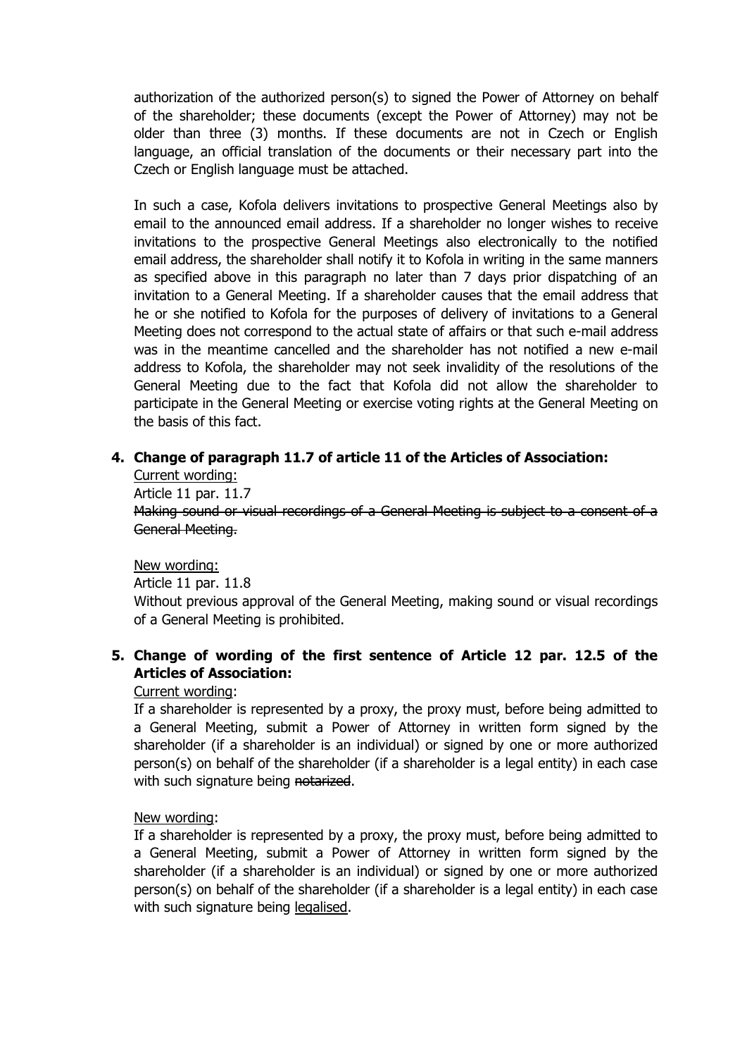authorization of the authorized person(s) to signed the Power of Attorney on behalf of the shareholder; these documents (except the Power of Attorney) may not be older than three (3) months. If these documents are not in Czech or English language, an official translation of the documents or their necessary part into the Czech or English language must be attached.

In such a case, Kofola delivers invitations to prospective General Meetings also by email to the announced email address. If a shareholder no longer wishes to receive invitations to the prospective General Meetings also electronically to the notified email address, the shareholder shall notify it to Kofola in writing in the same manners as specified above in this paragraph no later than 7 days prior dispatching of an invitation to a General Meeting. If a shareholder causes that the email address that he or she notified to Kofola for the purposes of delivery of invitations to a General Meeting does not correspond to the actual state of affairs or that such e-mail address was in the meantime cancelled and the shareholder has not notified a new e-mail address to Kofola, the shareholder may not seek invalidity of the resolutions of the General Meeting due to the fact that Kofola did not allow the shareholder to participate in the General Meeting or exercise voting rights at the General Meeting on the basis of this fact.

4. **Change of paragraph 11.7 of article 11 of the Articles of Association:**

   Current wording:

   Article 11 par. 11.7

   ~~Making sound or visual recordings of a General Meeting is subject to a consent of a General Meeting.~~

   New wording:

   Article 11 par. 11.8

   Without previous approval of the General Meeting, making sound or visual recordings of a General Meeting is prohibited.

5. **Change of wording of the first sentence of Article 12 par. 12.5 of the Articles of Association:**

   Current wording:

   If a shareholder is represented by a proxy, the proxy must, before being admitted to a General Meeting, submit a Power of Attorney in written form signed by the shareholder (if a shareholder is an individual) or signed by one or more authorized person(s) on behalf of the shareholder (if a shareholder is a legal entity) in each case with such signature being ~~notarized~~.

   New wording:

   If a shareholder is represented by a proxy, the proxy must, before being admitted to a General Meeting, submit a Power of Attorney in written form signed by the shareholder (if a shareholder is an individual) or signed by one or more authorized person(s) on behalf of the shareholder (if a shareholder is a legal entity) in each case with such signature being <u>legalised</u>.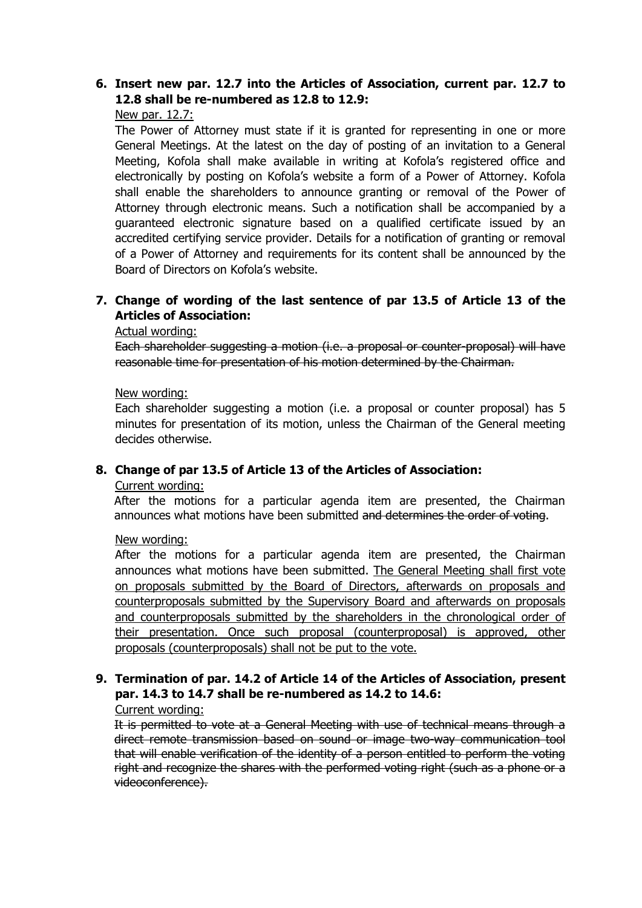6. **Insert new par. 12.7 into the Articles of Association, current par. 12.7 to 12.8 shall be re-numbered as 12.8 to 12.9:**

   New par. 12.7:

   The Power of Attorney must state if it is granted for representing in one or more General Meetings. At the latest on the day of posting of an invitation to a General Meeting, Kofola shall make available in writing at Kofola's registered office and electronically by posting on Kofola's website a form of a Power of Attorney. Kofola shall enable the shareholders to announce granting or removal of the Power of Attorney through electronic means. Such a notification shall be accompanied by a guaranteed electronic signature based on a qualified certificate issued by an accredited certifying service provider. Details for a notification of granting or removal of a Power of Attorney and requirements for its content shall be announced by the Board of Directors on Kofola's website.

7. **Change of wording of the last sentence of par 13.5 of Article 13 of the Articles of Association:**

   Actual wording:

   ~~Each shareholder suggesting a motion (i.e. a proposal or counter-proposal) will have reasonable time for presentation of his motion determined by the Chairman.~~

   New wording:

   Each shareholder suggesting a motion (i.e. a proposal or counter proposal) has 5 minutes for presentation of its motion, unless the Chairman of the General meeting decides otherwise.

8. **Change of par 13.5 of Article 13 of the Articles of Association:**

   Current wording:

   After the motions for a particular agenda item are presented, the Chairman announces what motions have been submitted ~~and determines the order of voting~~.

   New wording:

   After the motions for a particular agenda item are presented, the Chairman announces what motions have been submitted. <u>The General Meeting shall first vote on proposals submitted by the Board of Directors, afterwards on proposals and counterproposals submitted by the Supervisory Board and afterwards on proposals and counterproposals submitted by the shareholders in the chronological order of their presentation. Once such proposal (counterproposal) is approved, other proposals (counterproposals) shall not be put to the vote.</u>

9. **Termination of par. 14.2 of Article 14 of the Articles of Association, present par. 14.3 to 14.7 shall be re-numbered as 14.2 to 14.6:**

   Current wording:

   ~~It is permitted to vote at a General Meeting with use of technical means through a direct remote transmission based on sound or image two-way communication tool that will enable verification of the identity of a person entitled to perform the voting right and recognize the shares with the performed voting right (such as a phone or a videoconference).~~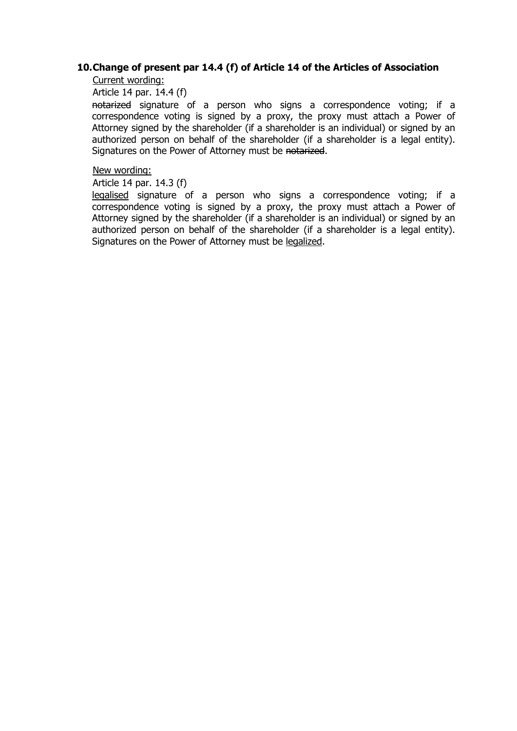**10. Change of present par 14.4 (f) of Article 14 of the Articles of Association**

Current wording:

Article 14 par. 14.4 (f)

~~notarized~~ signature of a person who signs a correspondence voting; if a correspondence voting is signed by a proxy, the proxy must attach a Power of Attorney signed by the shareholder (if a shareholder is an individual) or signed by an authorized person on behalf of the shareholder (if a shareholder is a legal entity). Signatures on the Power of Attorney must be ~~notarized~~.

New wording:

Article 14 par. 14.3 (f)

<u>legalised</u> signature of a person who signs a correspondence voting; if a correspondence voting is signed by a proxy, the proxy must attach a Power of Attorney signed by the shareholder (if a shareholder is an individual) or signed by an authorized person on behalf of the shareholder (if a shareholder is a legal entity). Signatures on the Power of Attorney must be <u>legalized</u>.